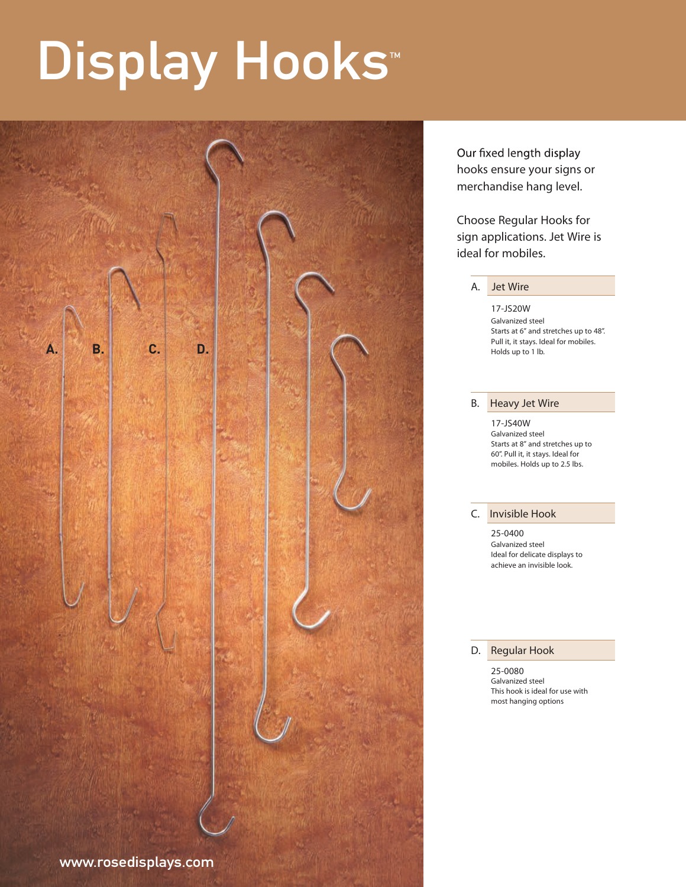# Display Hooks™

Our fixed length display hooks ensure your signs or merchandise hang level.

Choose Regular Hooks for sign applications. Jet Wire is ideal for mobiles.

## A. Jet Wire

17-JS20W
Galvanized steel
Starts at 6" and stretches up to 48". Pull it, it stays. Ideal for mobiles. Holds up to 1 lb.

## B. Heavy Jet Wire

17-JS40W
Galvanized steel
Starts at 8" and stretches up to 60". Pull it, it stays. Ideal for mobiles. Holds up to 2.5 lbs.

## C. Invisible Hook

25-0400
Galvanized steel
Ideal for delicate displays to achieve an invisible look.

## D. Regular Hook

25-0080
Galvanized steel
This hook is ideal for use with most hanging options

www.rosedisplays.com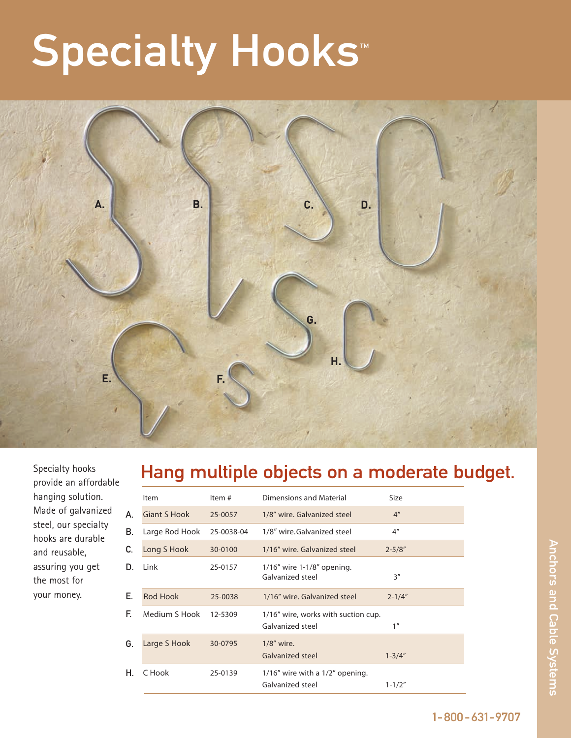# Specialty Hooks™

A. B. C. D.

E. F. G. H.

Specialty hooks provide an affordable hanging solution. Made of galvanized steel, our specialty hooks are durable and reusable, assuring you get the most for your money.

## Hang multiple objects on a moderate budget.

| | Item | Item # | Dimensions and Material | Size |
|---|---|---|---|---|
| A. | Giant S Hook | 25-0057 | 1/8″ wire. Galvanized steel | 4″ |
| B. | Large Rod Hook | 25-0038-04 | 1/8″ wire.Galvanized steel | 4″ |
| C. | Long S Hook | 30-0100 | 1/16″ wire. Galvanized steel | 2-5/8″ |
| D. | Link | 25-0157 | 1/16″ wire 1-1/8″ opening. Galvanized steel | 3″ |
| E. | Rod Hook | 25-0038 | 1/16″ wire. Galvanized steel | 2-1/4″ |
| F. | Medium S Hook | 12-5309 | 1/16″ wire, works with suction cup. Galvanized steel | 1″ |
| G. | Large S Hook | 30-0795 | 1/8″ wire. Galvanized steel | 1-3/4″ |
| H. | C Hook | 25-0139 | 1/16″ wire with a 1/2″ opening. Galvanized steel | 1-1/2″ |

Anchors and Cable Systems

1-800-631-9707